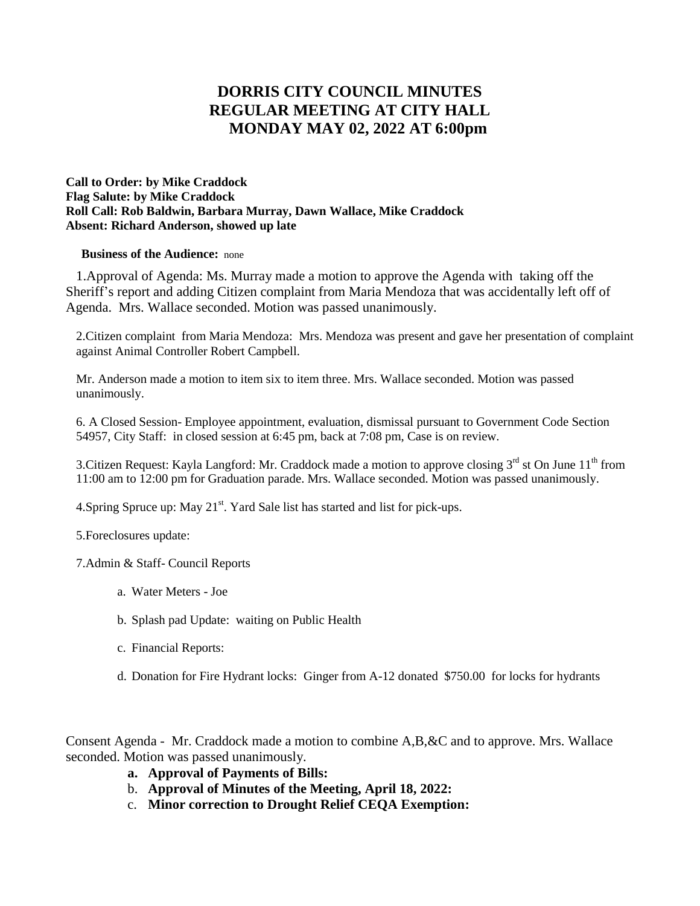# DORRIS CITY COUNCIL MINUTES
# REGULAR MEETING AT CITY HALL
# MONDAY MAY 02, 2022 AT 6:00pm

**Call to Order: by Mike Craddock**
**Flag Salute: by Mike Craddock**
**Roll Call: Rob Baldwin, Barbara Murray, Dawn Wallace, Mike Craddock**
**Absent: Richard Anderson, showed up late**

**Business of the Audience:** none

1.Approval of Agenda: Ms. Murray made a motion to approve the Agenda with taking off the Sheriff's report and adding Citizen complaint from Maria Mendoza that was accidentally left off of Agenda. Mrs. Wallace seconded. Motion was passed unanimously.

2.Citizen complaint from Maria Mendoza: Mrs. Mendoza was present and gave her presentation of complaint against Animal Controller Robert Campbell.

Mr. Anderson made a motion to item six to item three. Mrs. Wallace seconded. Motion was passed unanimously.

6. A Closed Session- Employee appointment, evaluation, dismissal pursuant to Government Code Section 54957, City Staff: in closed session at 6:45 pm, back at 7:08 pm, Case is on review.

3.Citizen Request: Kayla Langford: Mr. Craddock made a motion to approve closing 3rd st On June 11th from 11:00 am to 12:00 pm for Graduation parade. Mrs. Wallace seconded. Motion was passed unanimously.

4.Spring Spruce up: May 21st. Yard Sale list has started and list for pick-ups.

5.Foreclosures update:

7.Admin & Staff- Council Reports

a. Water Meters - Joe

b. Splash pad Update: waiting on Public Health

c. Financial Reports:

d. Donation for Fire Hydrant locks: Ginger from A-12 donated $750.00 for locks for hydrants

Consent Agenda - Mr. Craddock made a motion to combine A,B,&C and to approve. Mrs. Wallace seconded. Motion was passed unanimously.

- **a. Approval of Payments of Bills:**
- **b. Approval of Minutes of the Meeting, April 18, 2022:**
- **c. Minor correction to Drought Relief CEQA Exemption:**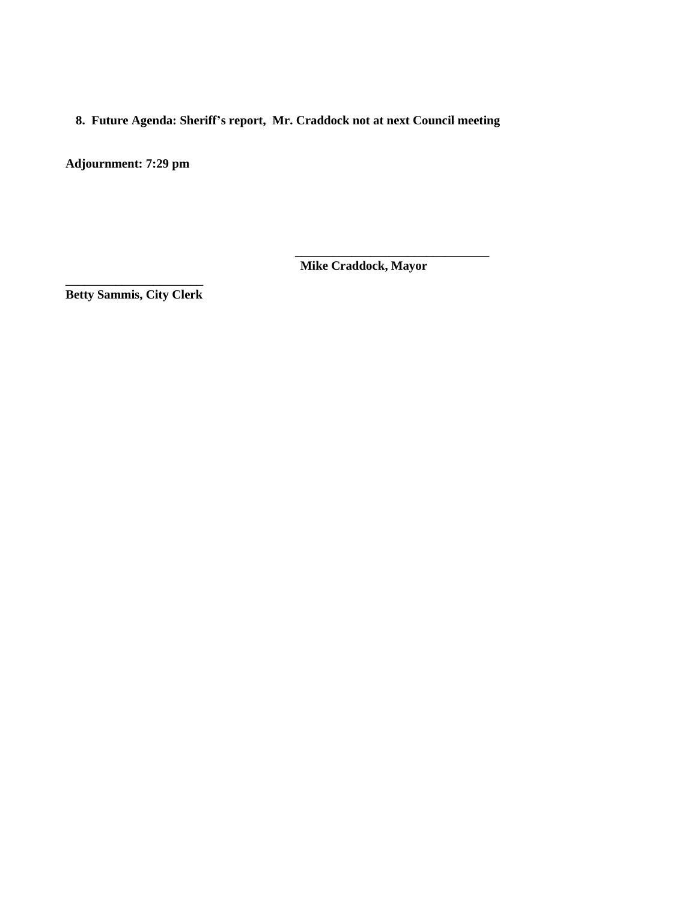8. **Future Agenda: Sheriff's report, Mr. Craddock not at next Council meeting**

**Adjournment: 7:29 pm**

________________________________
**Mike Craddock, Mayor**

______________________
**Betty Sammis, City Clerk**